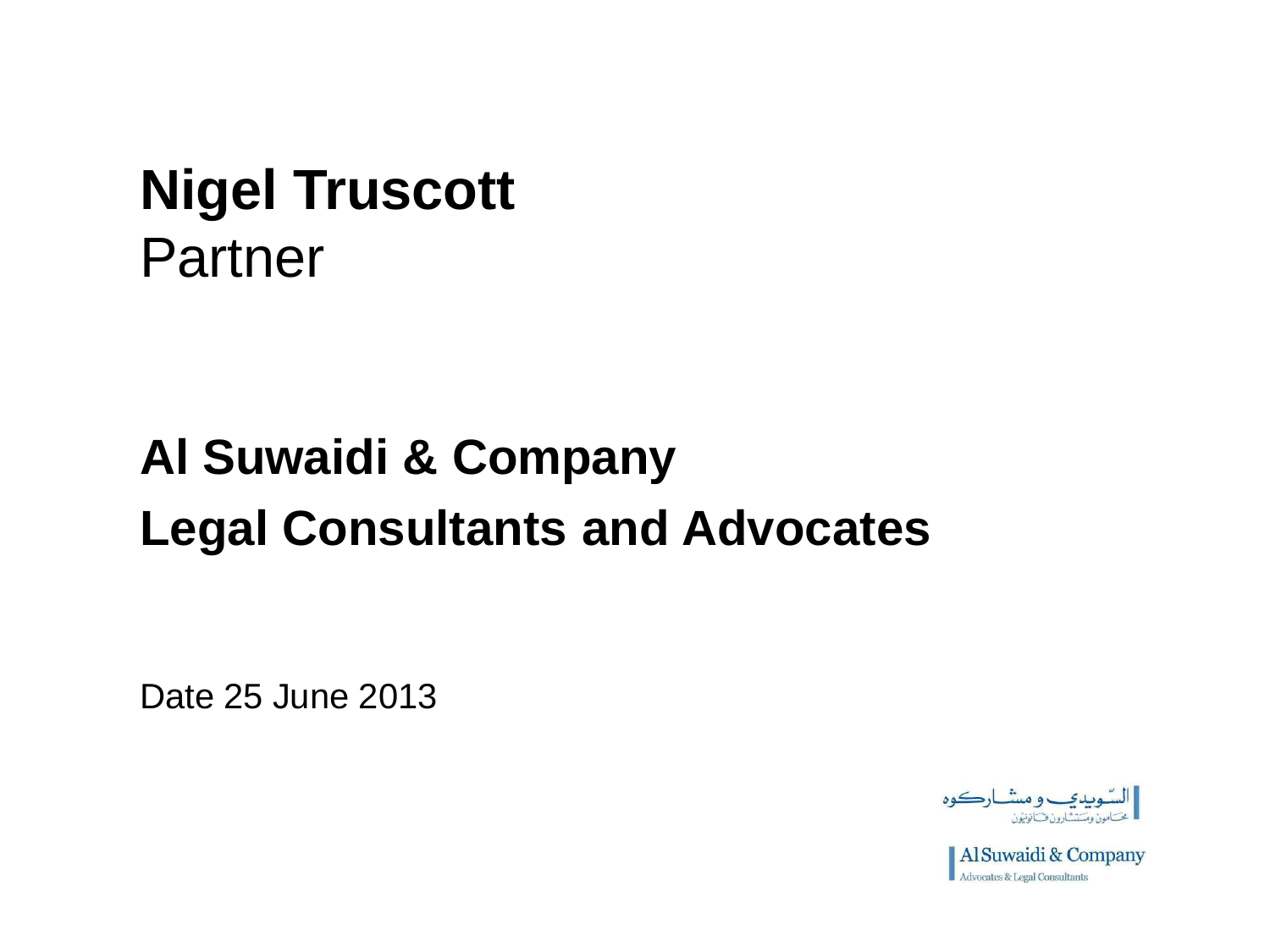# Nigel Truscott

Partner

## Al Suwaidi & Company
## Legal Consultants and Advocates

Date 25 June 2013

السويدي ومشاركوه
محامون ومستشارون قانونيون

Al Suwaidi & Company
Advocates & Legal Consultants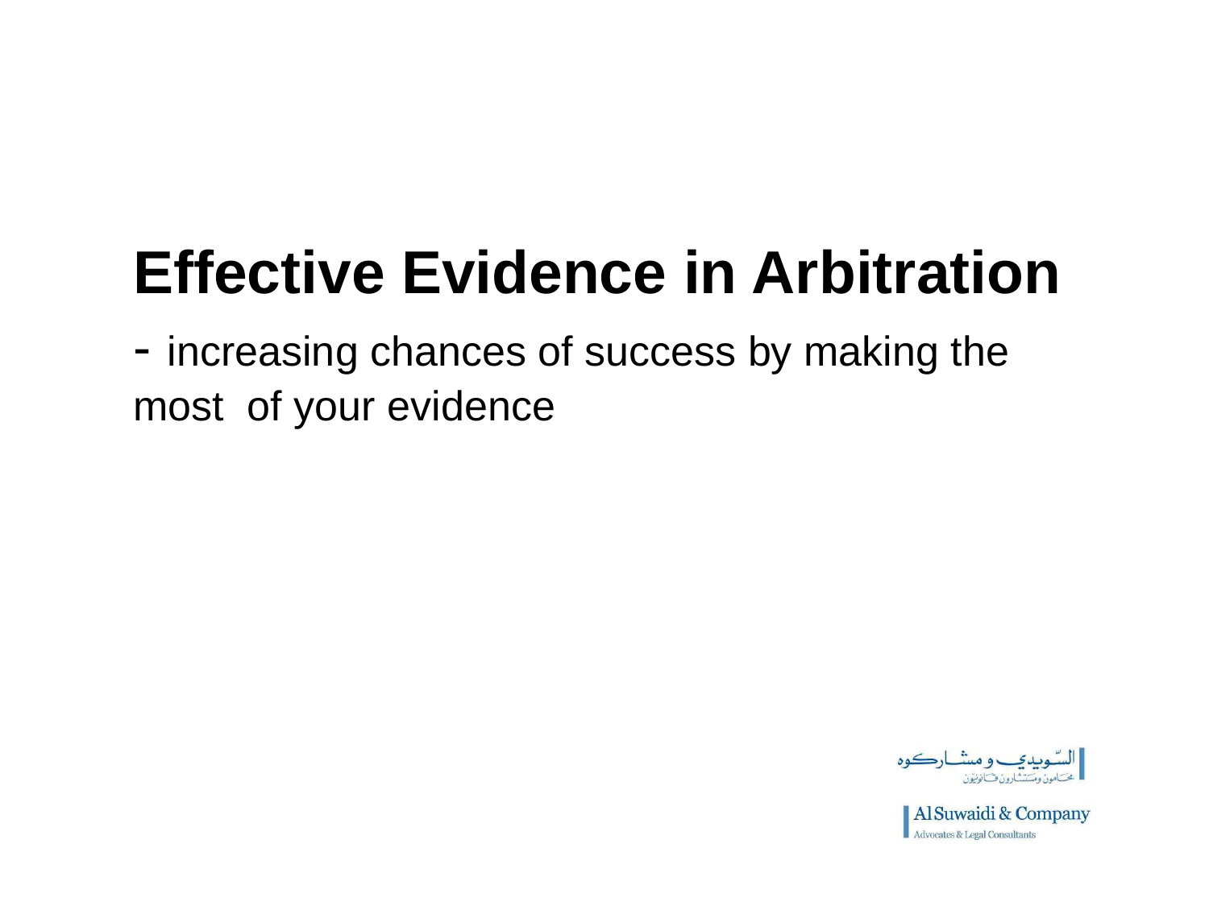# Effective Evidence in Arbitration

- increasing chances of success by making the most of your evidence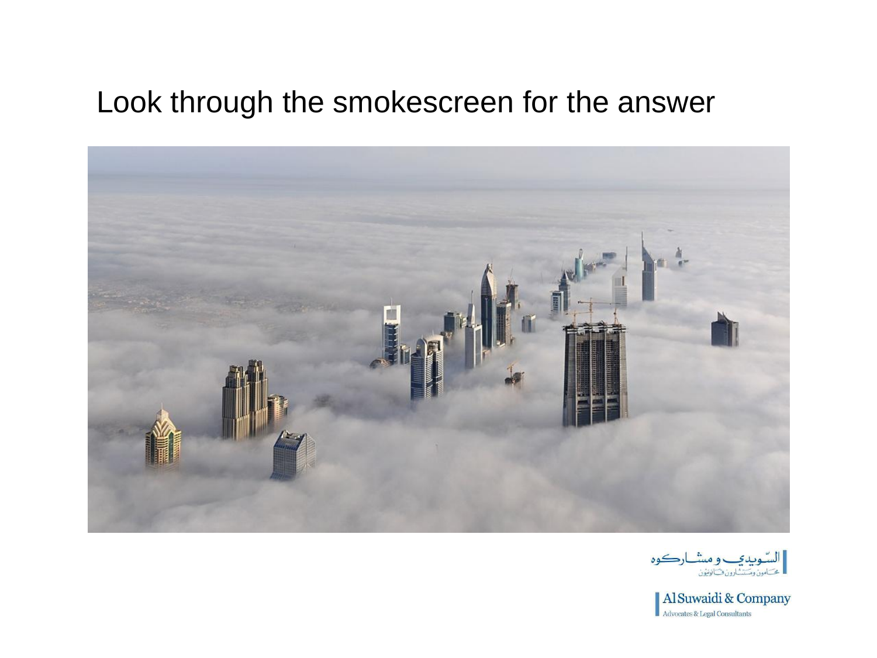# Look through the smokescreen for the answer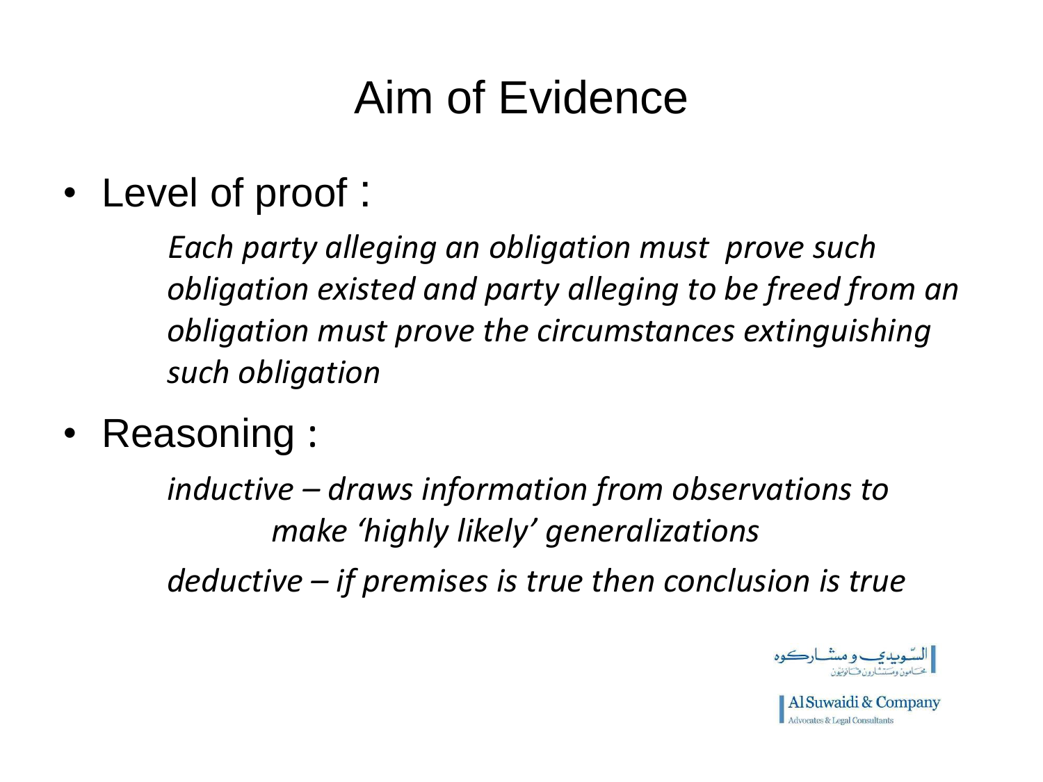# Aim of Evidence

- Level of proof :

  *Each party alleging an obligation must prove such obligation existed and party alleging to be freed from an obligation must prove the circumstances extinguishing such obligation*

- Reasoning :

  *inductive – draws information from observations to make 'highly likely' generalizations*

  *deductive – if premises is true then conclusion is true*

السّـويدي و مشـاركوه
محامون ومستشارون قانونيون

Al Suwaidi & Company
Advocates & Legal Consultants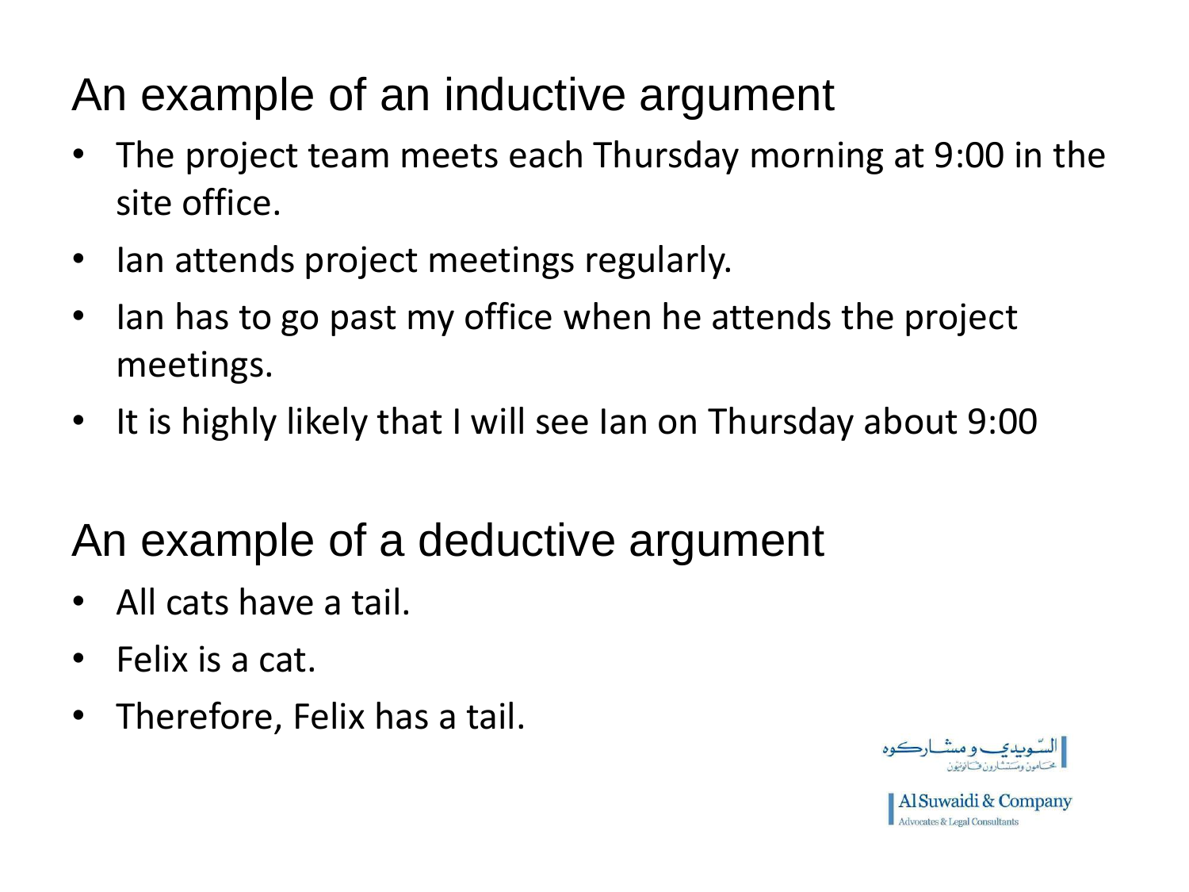## An example of an inductive argument

- The project team meets each Thursday morning at 9:00 in the site office.
- Ian attends project meetings regularly.
- Ian has to go past my office when he attends the project meetings.
- It is highly likely that I will see Ian on Thursday about 9:00

## An example of a deductive argument

- All cats have a tail.
- Felix is a cat.
- Therefore, Felix has a tail.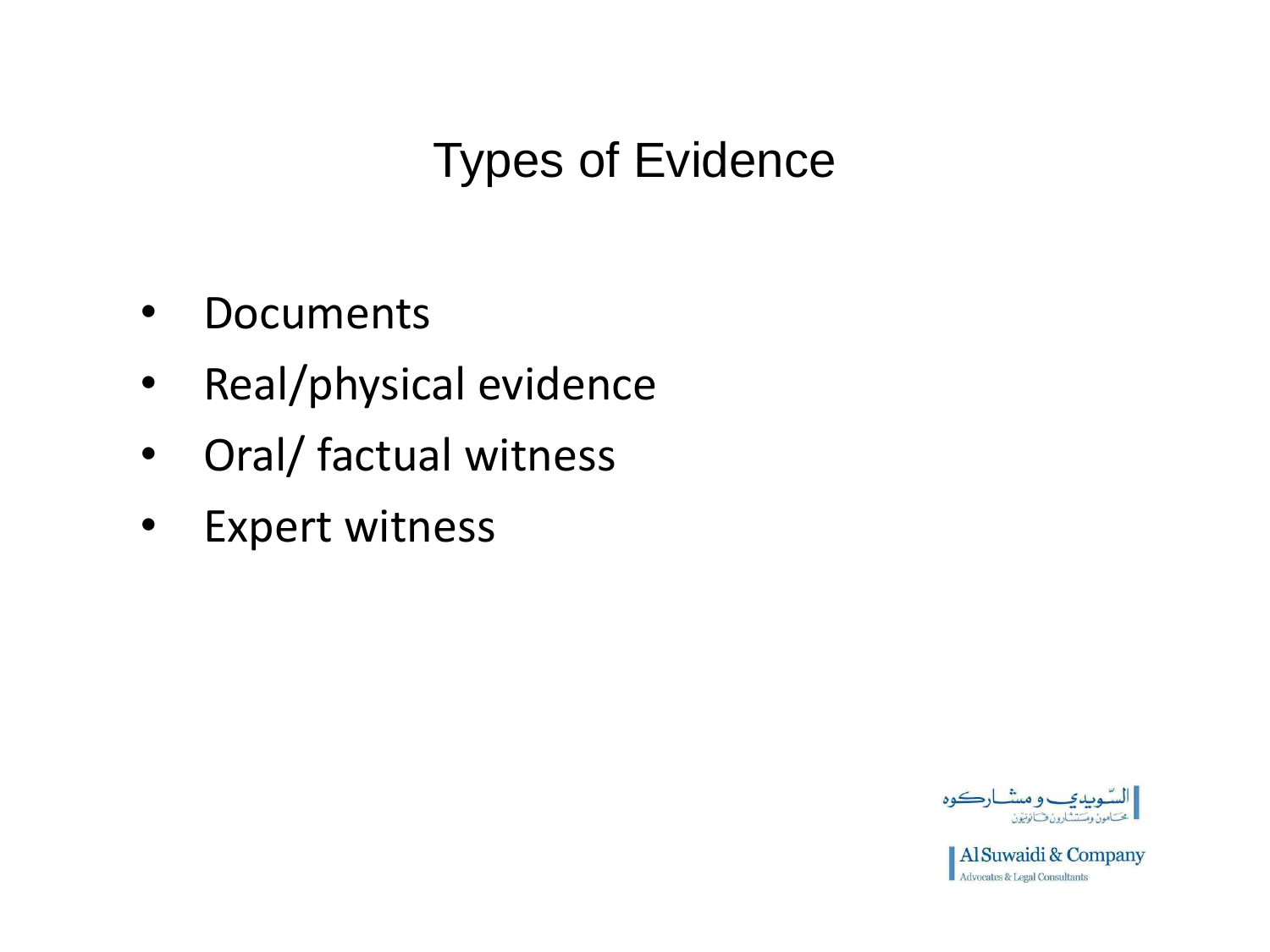# Types of Evidence

- Documents
- Real/physical evidence
- Oral/ factual witness
- Expert witness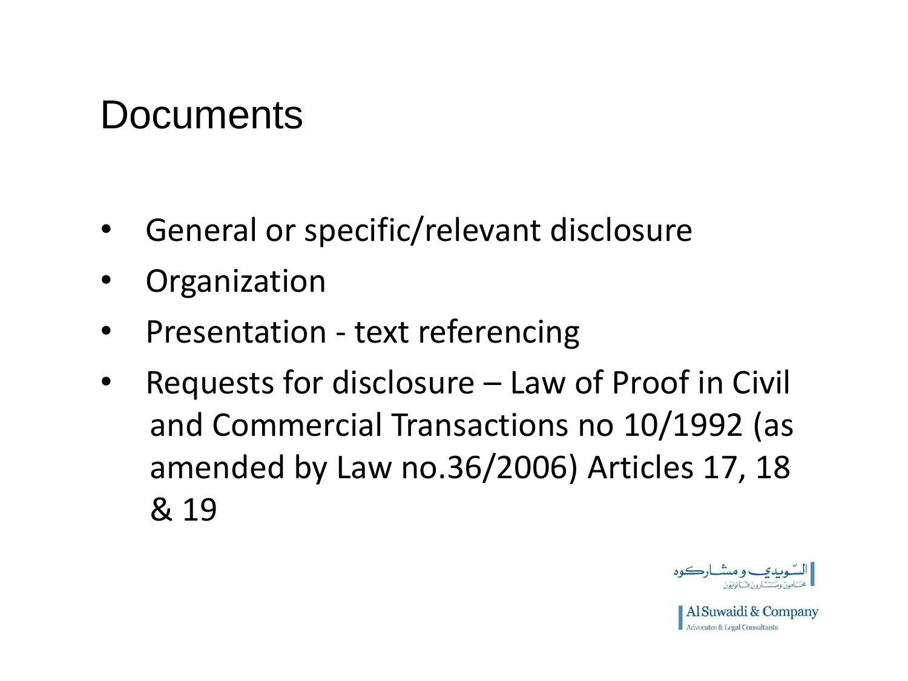# Documents

- General or specific/relevant disclosure
- Organization
- Presentation - text referencing
- Requests for disclosure – Law of Proof in Civil and Commercial Transactions no 10/1992 (as amended by Law no.36/2006) Articles 17, 18 & 19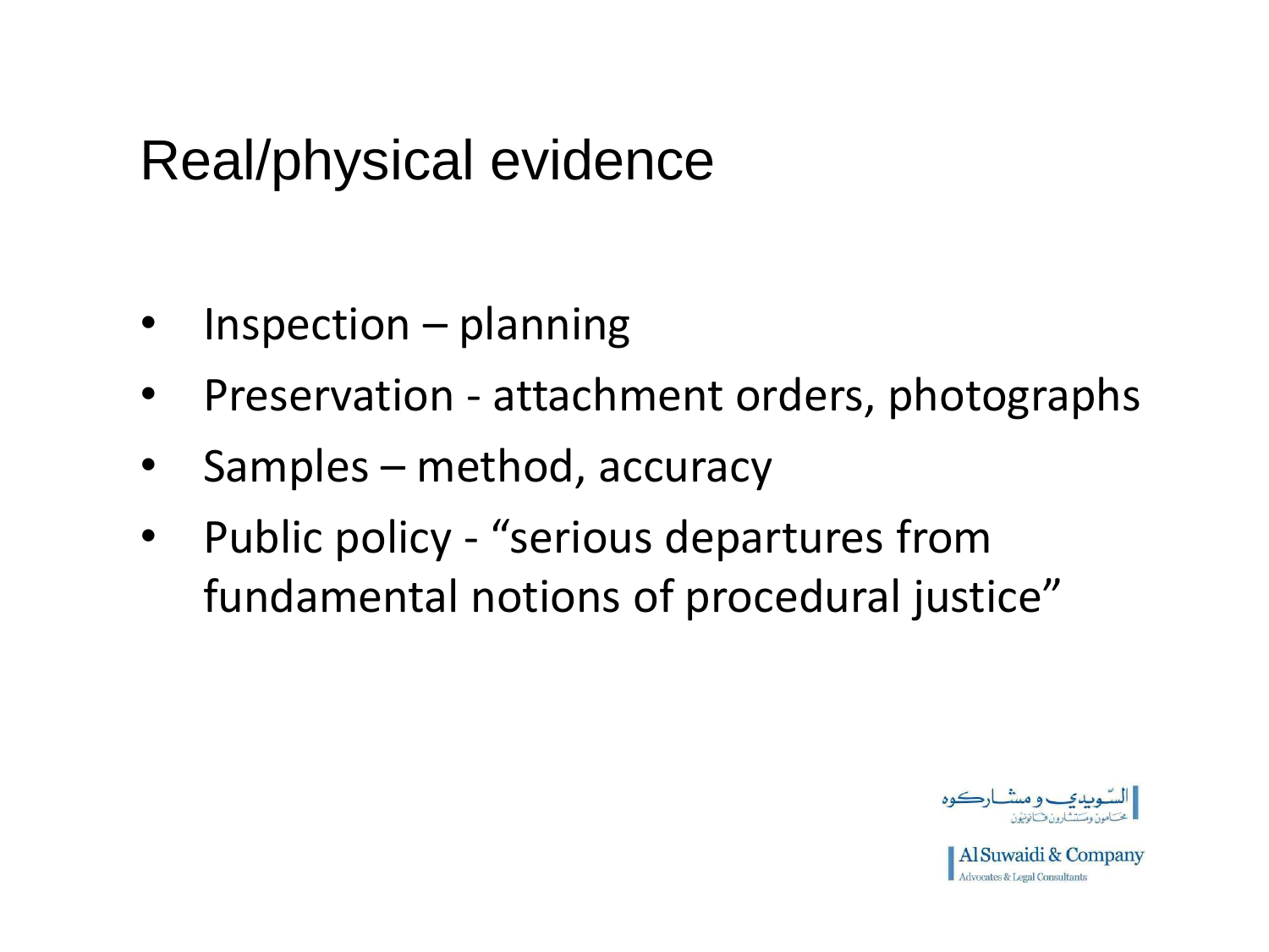# Real/physical evidence

- Inspection – planning
- Preservation - attachment orders, photographs
- Samples – method, accuracy
- Public policy - "serious departures from fundamental notions of procedural justice"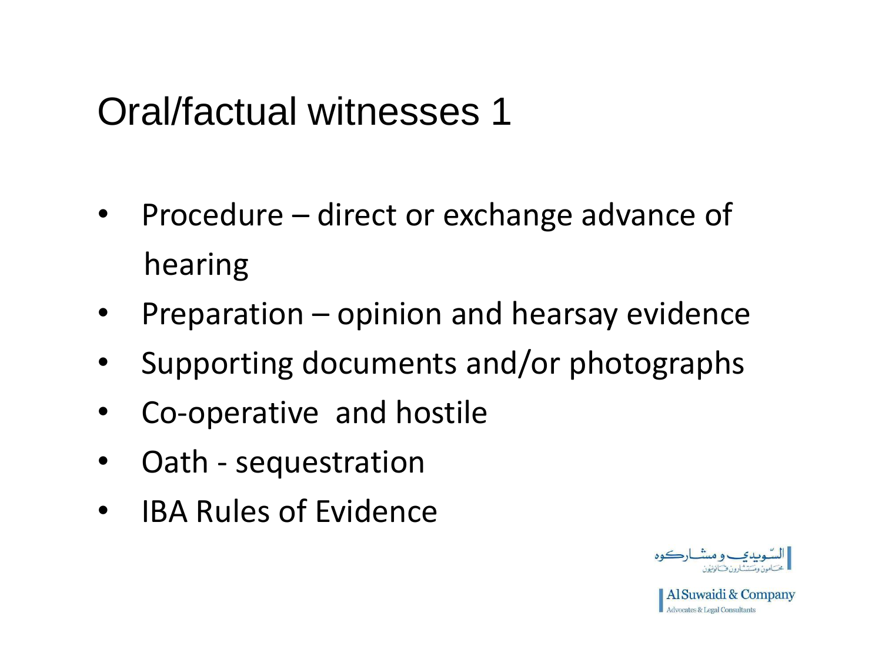# Oral/factual witnesses 1

- Procedure – direct or exchange advance of hearing
- Preparation – opinion and hearsay evidence
- Supporting documents and/or photographs
- Co-operative and hostile
- Oath - sequestration
- IBA Rules of Evidence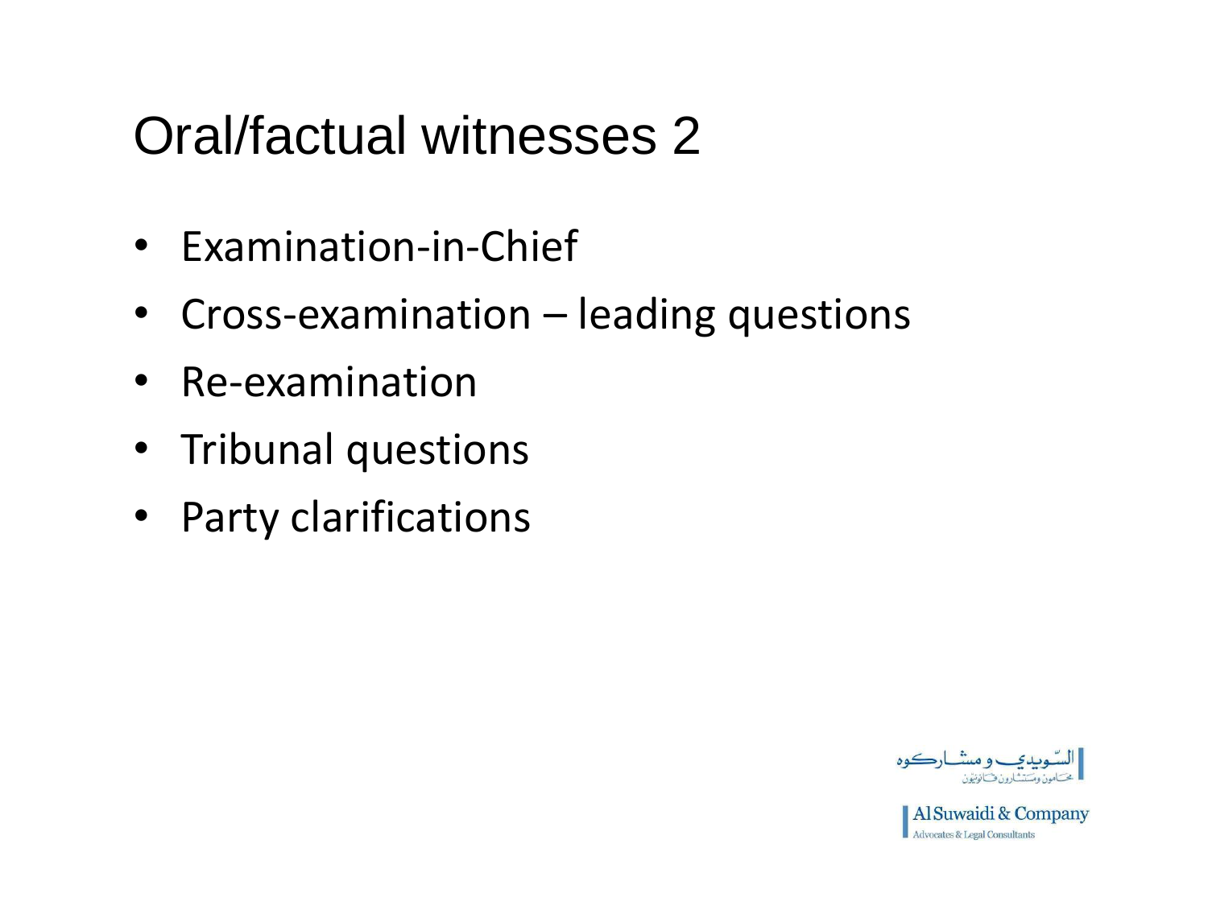# Oral/factual witnesses 2

- Examination-in-Chief
- Cross-examination – leading questions
- Re-examination
- Tribunal questions
- Party clarifications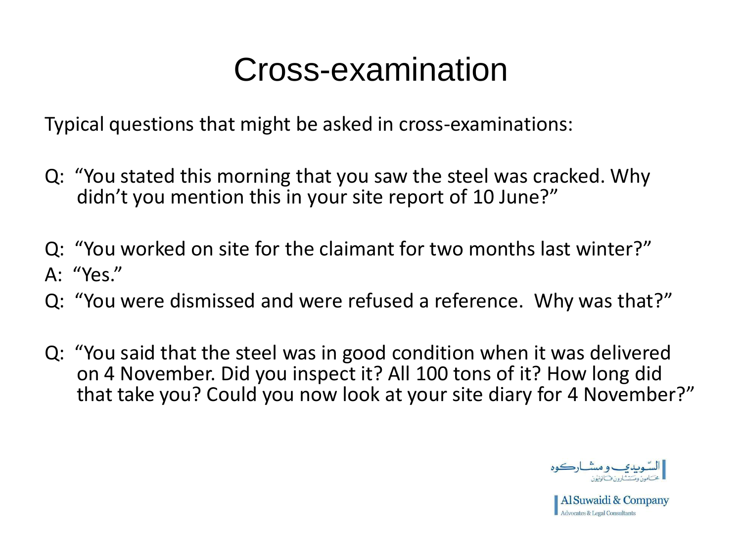# Cross-examination

Typical questions that might be asked in cross-examinations:

Q: "You stated this morning that you saw the steel was cracked. Why didn't you mention this in your site report of 10 June?"

Q: "You worked on site for the claimant for two months last winter?"

A: "Yes."

Q: "You were dismissed and were refused a reference. Why was that?"

Q: "You said that the steel was in good condition when it was delivered on 4 November. Did you inspect it? All 100 tons of it? How long did that take you? Could you now look at your site diary for 4 November?"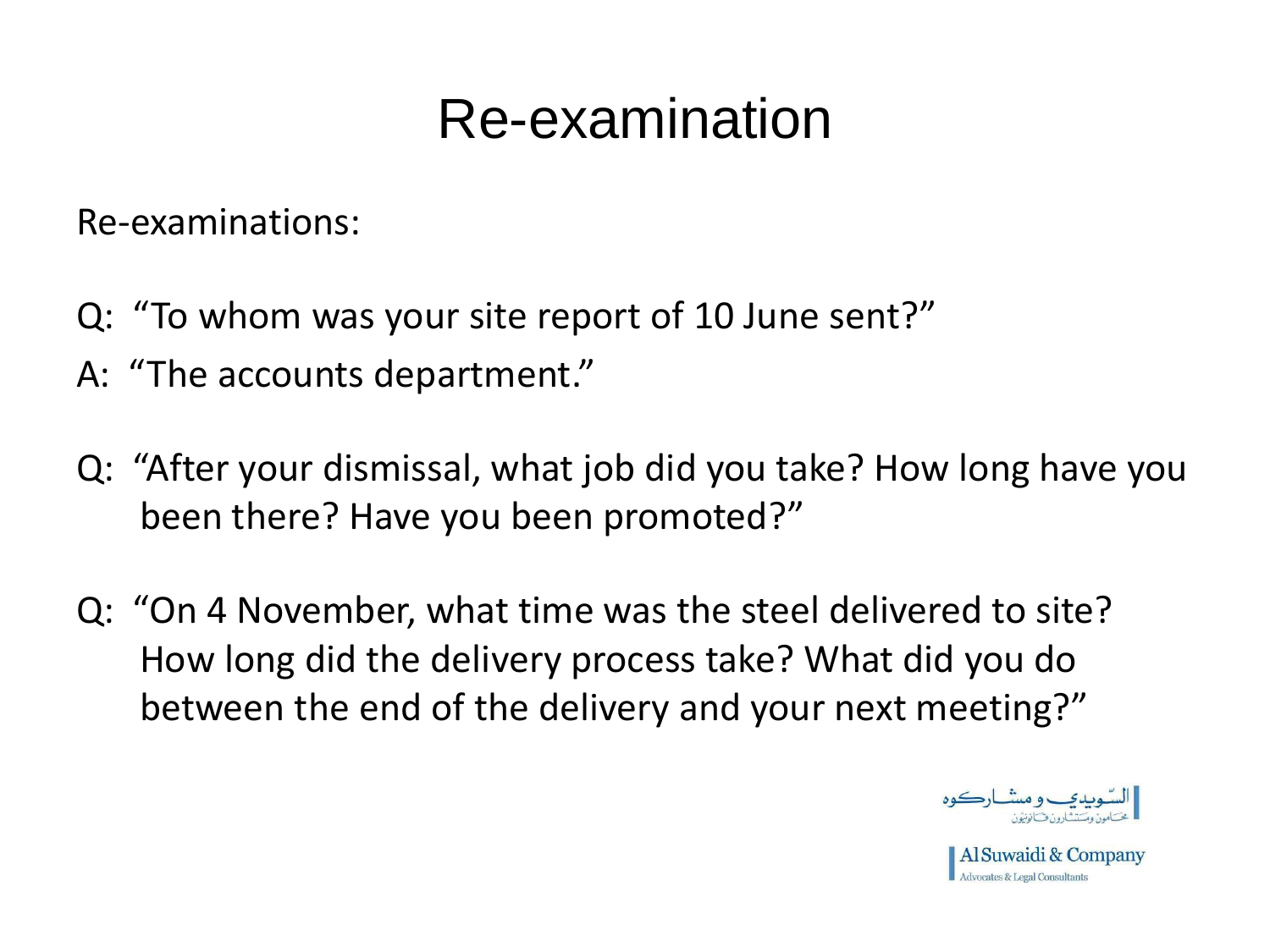# Re-examination

Re-examinations:

Q: "To whom was your site report of 10 June sent?"

A: "The accounts department."

Q: "After your dismissal, what job did you take? How long have you been there? Have you been promoted?"

Q: "On 4 November, what time was the steel delivered to site? How long did the delivery process take? What did you do between the end of the delivery and your next meeting?"

السويدي ومشاركوه
محامون ومستشارون قانونيون

Al Suwaidi & Company
Advocates & Legal Consultants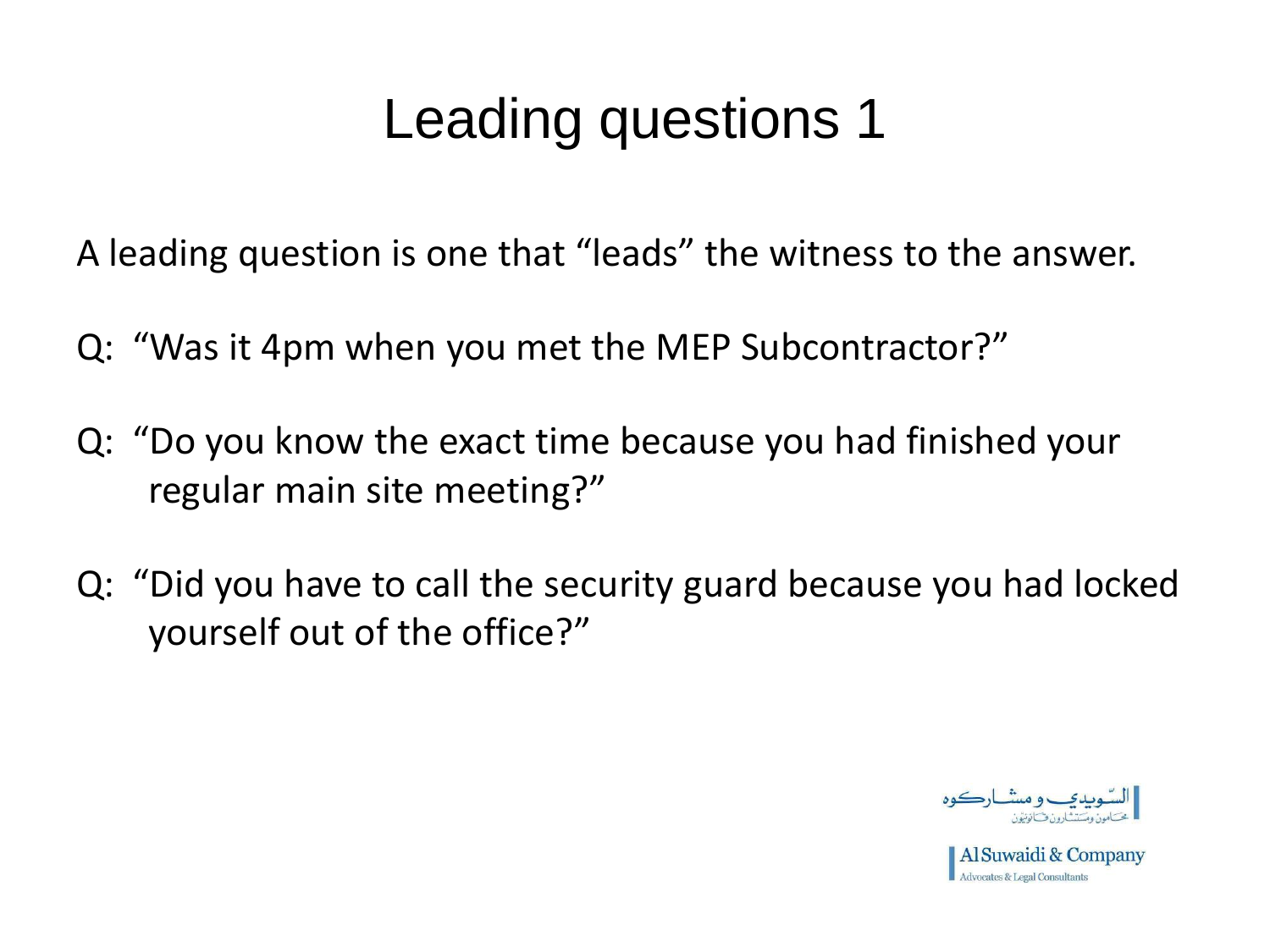# Leading questions 1

A leading question is one that "leads" the witness to the answer.

Q: "Was it 4pm when you met the MEP Subcontractor?"

Q: "Do you know the exact time because you had finished your regular main site meeting?"

Q: "Did you have to call the security guard because you had locked yourself out of the office?"

السّويدي و مشاركوه
محامون ومستشارون قانونيون

Al Suwaidi & Company
Advocates & Legal Consultants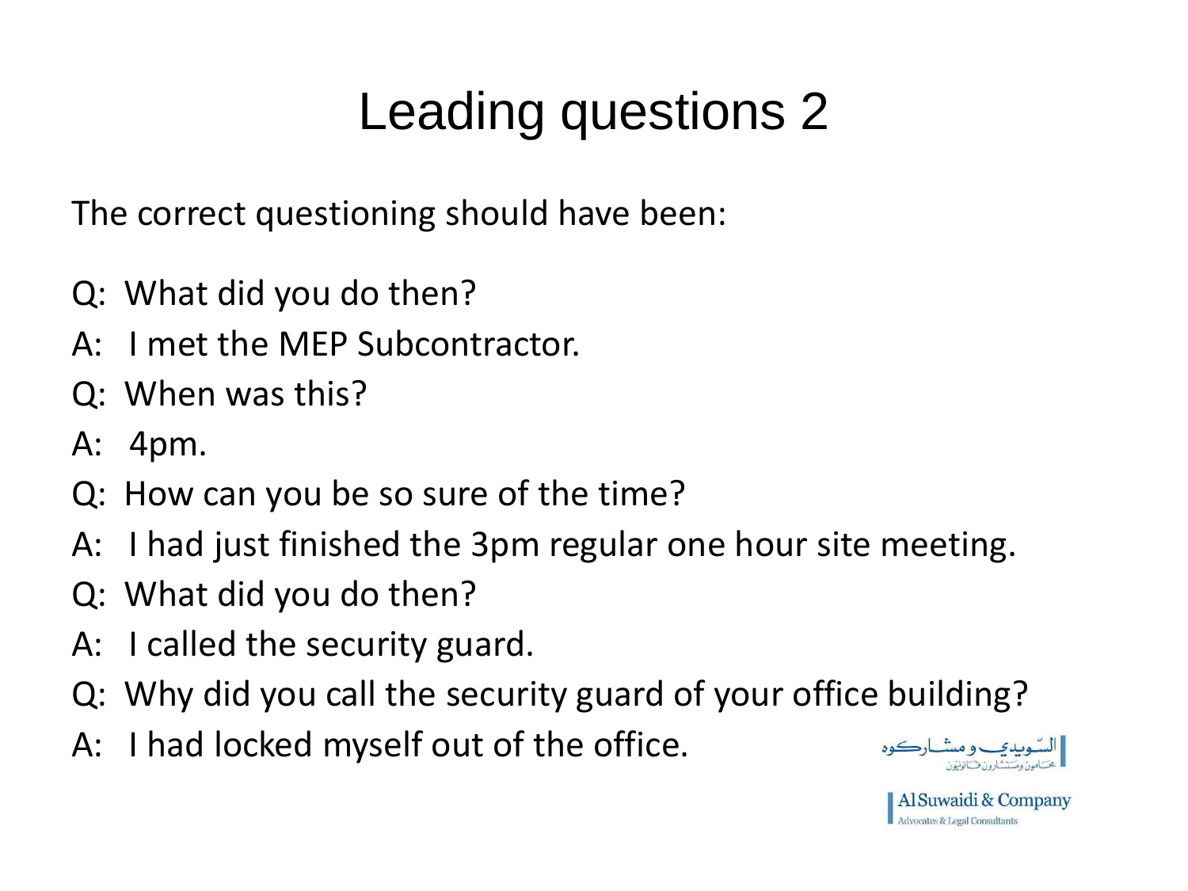# Leading questions 2

The correct questioning should have been:

Q: What did you do then?

A: I met the MEP Subcontractor.

Q: When was this?

A: 4pm.

Q: How can you be so sure of the time?

A: I had just finished the 3pm regular one hour site meeting.

Q: What did you do then?

A: I called the security guard.

Q: Why did you call the security guard of your office building?

A: I had locked myself out of the office.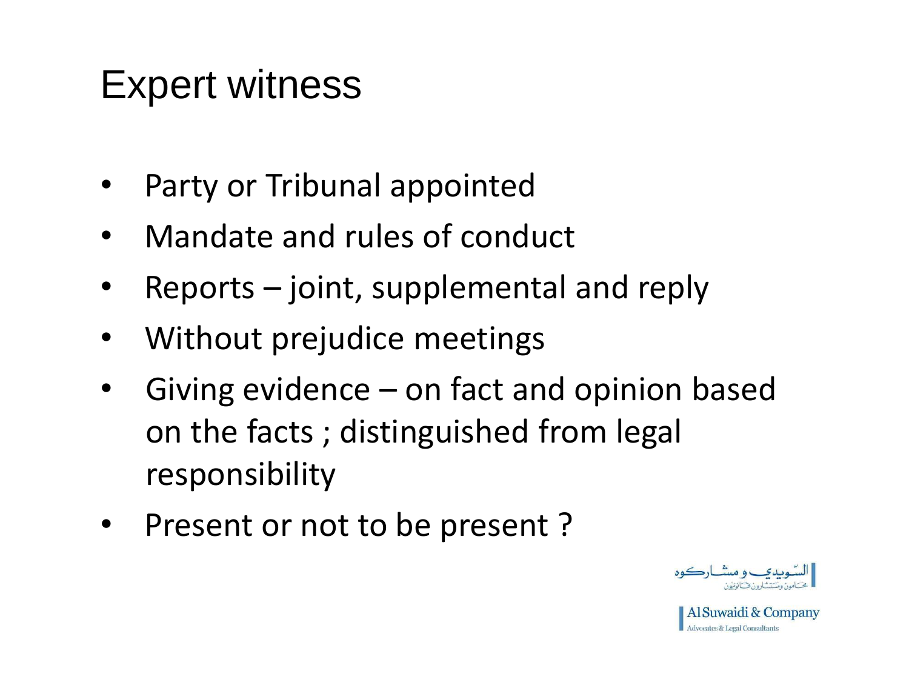# Expert witness

- Party or Tribunal appointed
- Mandate and rules of conduct
- Reports – joint, supplemental and reply
- Without prejudice meetings
- Giving evidence – on fact and opinion based on the facts ; distinguished from legal responsibility
- Present or not to be present ?

السّويدي و مشاركوه
محامون ومستشارون قانونيون

Al Suwaidi & Company
Advocates & Legal Consultants